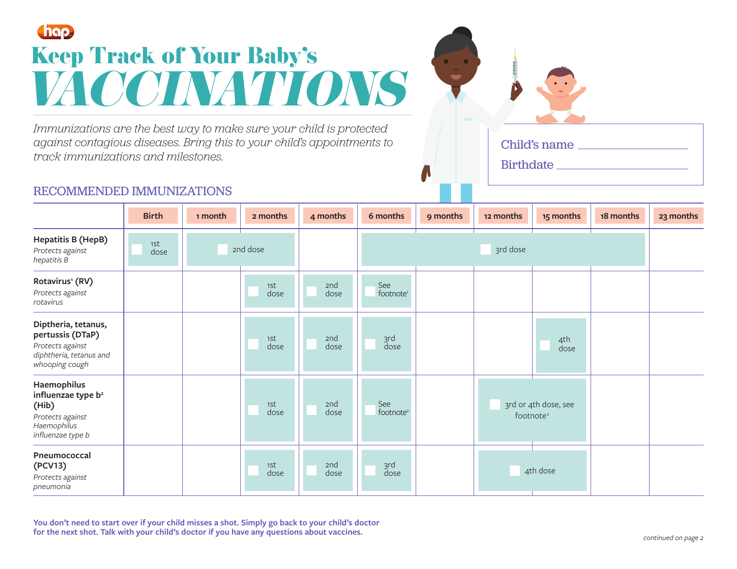# Keep Track of Your Baby's VACCINATIONS

*Immunizations are the best way to make sure your child is protected against contagious diseases. Bring this to your child's appointments to track immunizations and milestones.*

Child's name ______________________

Birthdate ______________________

## RECOMMENDED IMMUNIZATIONS

| | Birth | 1 month | 2 months | 4 months | 6 months | 9 months | 12 months | 15 months | 18 months | 23 months |
|---|---|---|---|---|---|---|---|---|---|---|
| **Hepatitis B (HepB)** *Protects against hepatitis B* | 1st dose | 2nd dose | | | 3rd dose | | | | | |
| **Rotavirus[1] (RV)** *Protects against rotavirus* | | | 1st dose | 2nd dose | See footnote[1] | | | | | |
| **Diptheria, tetanus, pertussis (DTaP)** *Protects against diphtheria, tetanus and whooping cough* | | | 1st dose | 2nd dose | 3rd dose | | | 4th dose | | |
| **Haemophilus influenzae type b[2] (Hib)** *Protects against Haemophilus influenzae type b* | | | 1st dose | 2nd dose | See footnote[2] | | 3rd or 4th dose, see footnote[2] | | | |
| **Pneumococcal (PCV13)** *Protects against pneumonia* | | | 1st dose | 2nd dose | 3rd dose | | 4th dose | | | |

**You don't need to start over if your child misses a shot. Simply go back to your child's doctor for the next shot. Talk with your child's doctor if you have any questions about vaccines.**

*continued on page 2*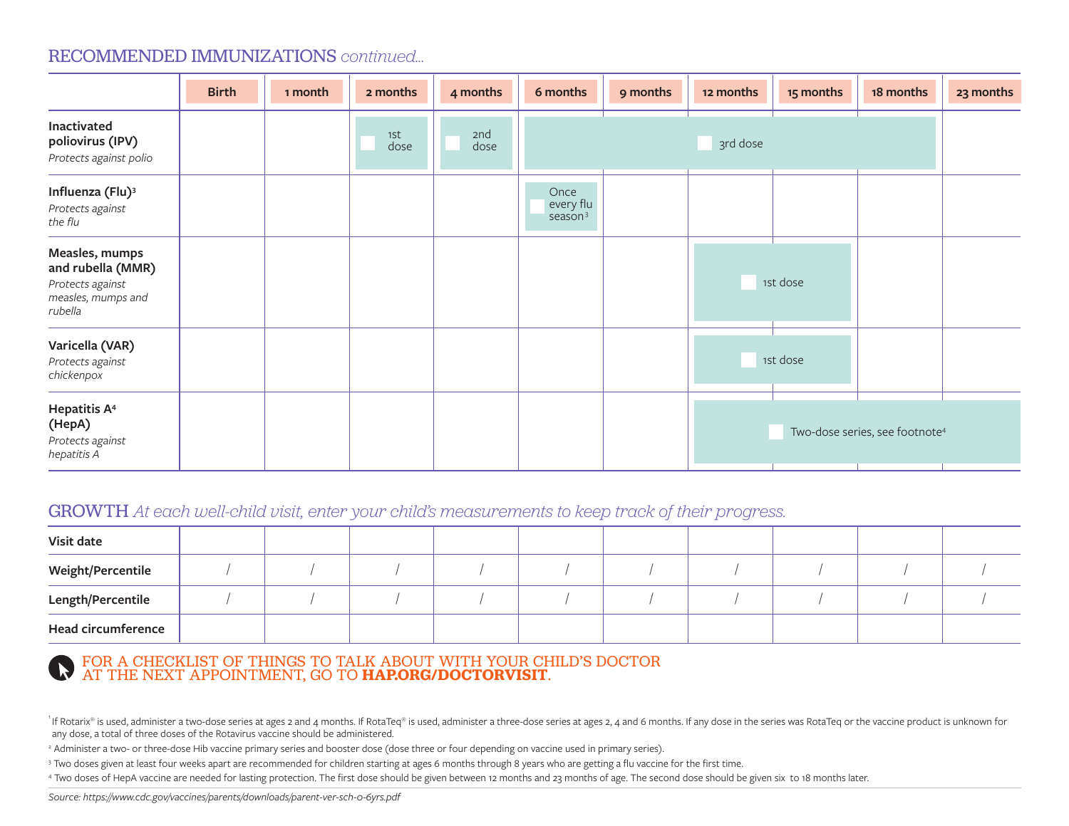## RECOMMENDED IMMUNIZATIONS *continued...*

| | Birth | 1 month | 2 months | 4 months | 6 months | 9 months | 12 months | 15 months | 18 months | 23 months |
|---|---|---|---|---|---|---|---|---|---|---|
| **Inactivated poliovirus (IPV)** *Protects against polio* | | | ☐ 1st dose | ☐ 2nd dose | ☐ 3rd dose | | | | | |
| **Influenza (Flu)**[3] *Protects against the flu* | | | | | ☐ Once every flu season[3] | | | | | |
| **Measles, mumps and rubella (MMR)** *Protects against measles, mumps and rubella* | | | | | | | ☐ 1st dose | | | |
| **Varicella (VAR)** *Protects against chickenpox* | | | | | | | ☐ 1st dose | | | |
| **Hepatitis A**[4] **(HepA)** *Protects against hepatitis A* | | | | | | | ☐ Two-dose series, see footnote[4] | | | |

## GROWTH *At each well-child visit, enter your child's measurements to keep track of their progress.*

| | | | | | | | | | | |
|---|---|---|---|---|---|---|---|---|---|---|
| **Visit date** | | | | | | | | | | |
| **Weight/Percentile** | / | / | / | / | / | / | / | / | / | / |
| **Length/Percentile** | / | / | / | / | / | / | / | / | / | / |
| **Head circumference** | | | | | | | | | | |

FOR A CHECKLIST OF THINGS TO TALK ABOUT WITH YOUR CHILD'S DOCTOR AT THE NEXT APPOINTMENT, GO TO **HAP.ORG/DOCTORVISIT**.

[1] If Rotarix® is used, administer a two-dose series at ages 2 and 4 months. If RotaTeq® is used, administer a three-dose series at ages 2, 4 and 6 months. If any dose in the series was RotaTeq or the vaccine product is unknown for any dose, a total of three doses of the Rotavirus vaccine should be administered.

[2] Administer a two- or three-dose Hib vaccine primary series and booster dose (dose three or four depending on vaccine used in primary series).

[3] Two doses given at least four weeks apart are recommended for children starting at ages 6 months through 8 years who are getting a flu vaccine for the first time.

[4] Two doses of HepA vaccine are needed for lasting protection. The first dose should be given between 12 months and 23 months of age. The second dose should be given six to 18 months later.

*Source: https://www.cdc.gov/vaccines/parents/downloads/parent-ver-sch-0-6yrs.pdf*